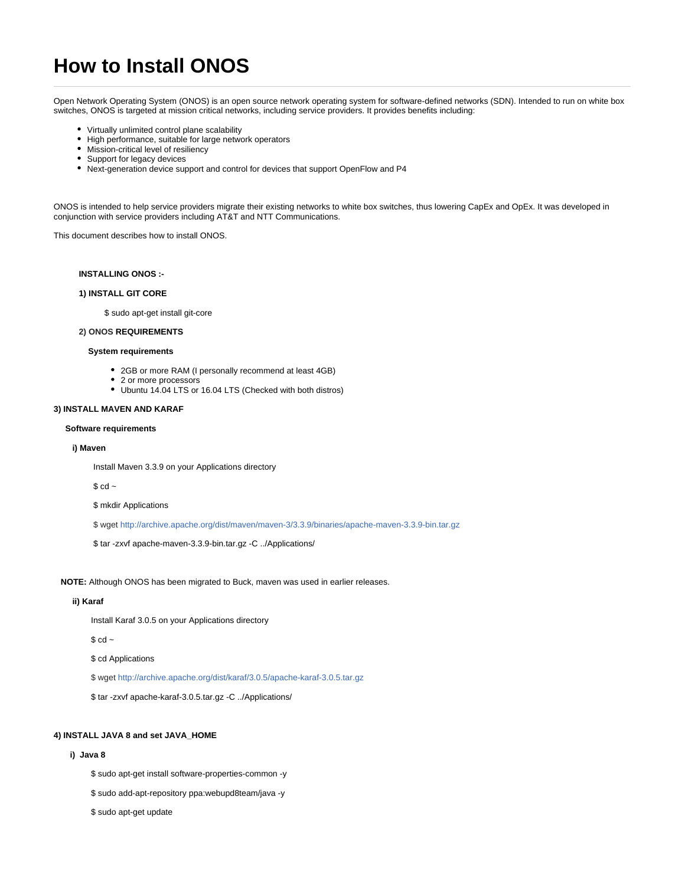# How to Install ONOS

Open Network Operating System (ONOS) is an open source network operating system for software-defined networks (SDN). Intended to run on white box switches, ONOS is targeted at mission critical networks, including service providers. It provides benefits including:

- Virtually unlimited control plane scalability
- High performance, suitable for large network operators
- Mission-critical level of resiliency
- Support for legacy devices
- Next-generation device support and control for devices that support OpenFlow and P4

ONOS is intended to help service providers migrate their existing networks to white box switches, thus lowering CapEx and OpEx. It was developed in conjunction with service providers including AT&T and NTT Communications.

This document describes how to install ONOS.

**INSTALLING ONOS :-**

**1) INSTALL GIT CORE**

$ sudo apt-get install git-core

**2) ONOS REQUIREMENTS**

**System requirements**

- 2GB or more RAM (I personally recommend at least 4GB)
- 2 or more processors
- Ubuntu 14.04 LTS or 16.04 LTS (Checked with both distros)

**3) INSTALL MAVEN AND KARAF**

**Software requirements**

**i) Maven**

Install Maven 3.3.9 on your Applications directory

$ cd ~

$ mkdir Applications

$ wget http://archive.apache.org/dist/maven/maven-3/3.3.9/binaries/apache-maven-3.3.9-bin.tar.gz

$ tar -zxvf apache-maven-3.3.9-bin.tar.gz -C ../Applications/

**NOTE:** Although ONOS has been migrated to Buck, maven was used in earlier releases.

**ii) Karaf**

Install Karaf 3.0.5 on your Applications directory

$ cd ~

$ cd Applications

$ wget http://archive.apache.org/dist/karaf/3.0.5/apache-karaf-3.0.5.tar.gz

$ tar -zxvf apache-karaf-3.0.5.tar.gz -C ../Applications/

**4) INSTALL JAVA 8 and set JAVA_HOME**

**i) Java 8**

$ sudo apt-get install software-properties-common -y

$ sudo add-apt-repository ppa:webupd8team/java -y

$ sudo apt-get update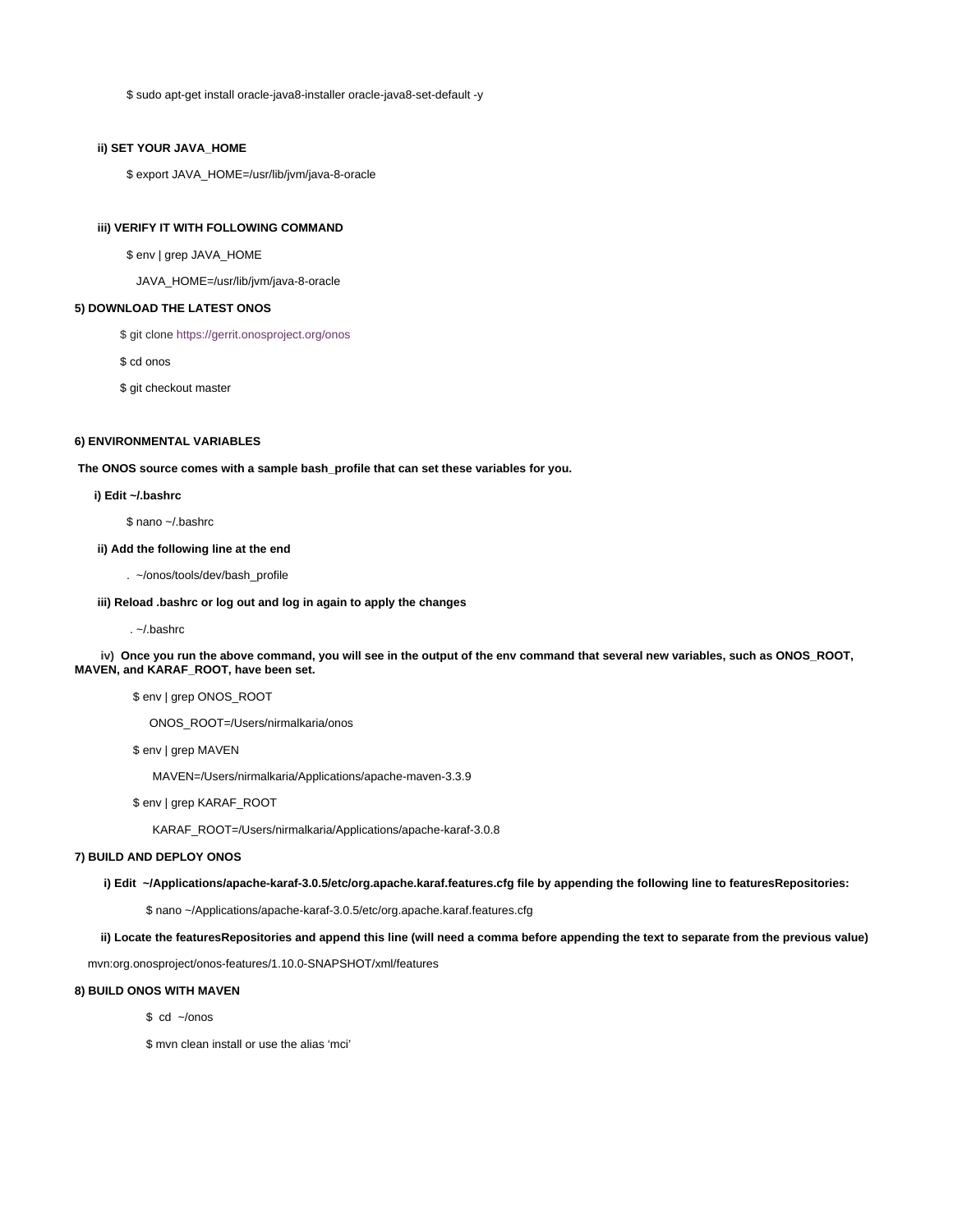```
$ sudo apt-get install oracle-java8-installer oracle-java8-set-default -y
```

**ii) SET YOUR JAVA_HOME**

```
$ export JAVA_HOME=/usr/lib/jvm/java-8-oracle
```

**iii) VERIFY IT WITH FOLLOWING COMMAND**

```
$ env | grep JAVA_HOME

  JAVA_HOME=/usr/lib/jvm/java-8-oracle
```

**5) DOWNLOAD THE LATEST ONOS**

```
$ git clone https://gerrit.onosproject.org/onos

$ cd onos

$ git checkout master
```

**6) ENVIRONMENTAL VARIABLES**

**The ONOS source comes with a sample bash_profile that can set these variables for you.**

**i) Edit ~/.bashrc**

```
$ nano ~/.bashrc
```

**ii) Add the following line at the end**

```
.  ~/onos/tools/dev/bash_profile
```

**iii) Reload .bashrc or log out and log in again to apply the changes**

```
. ~/.bashrc
```

**iv) Once you run the above command, you will see in the output of the env command that several new variables, such as ONOS_ROOT, MAVEN, and KARAF_ROOT, have been set.**

```
$ env | grep ONOS_ROOT

    ONOS_ROOT=/Users/nirmalkaria/onos

$ env | grep MAVEN

    MAVEN=/Users/nirmalkaria/Applications/apache-maven-3.3.9

$ env | grep KARAF_ROOT

    KARAF_ROOT=/Users/nirmalkaria/Applications/apache-karaf-3.0.8
```

**7) BUILD AND DEPLOY ONOS**

**i) Edit ~/Applications/apache-karaf-3.0.5/etc/org.apache.karaf.features.cfg file by appending the following line to featuresRepositories:**

```
$ nano ~/Applications/apache-karaf-3.0.5/etc/org.apache.karaf.features.cfg
```

**ii) Locate the featuresRepositories and append this line (will need a comma before appending the text to separate from the previous value)**

```
mvn:org.onosproject/onos-features/1.10.0-SNAPSHOT/xml/features
```

**8) BUILD ONOS WITH MAVEN**

```
$  cd  ~/onos

$ mvn clean install or use the alias 'mci'
```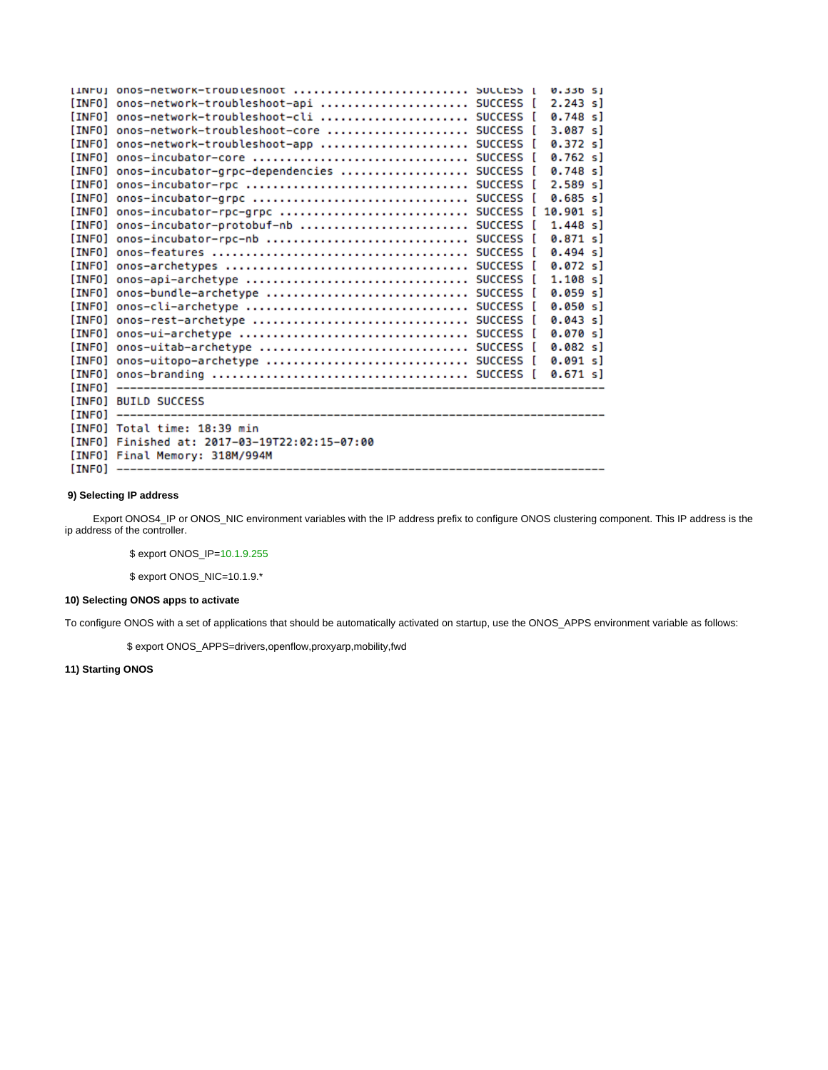```
[INFO] onos-network-troubleshoot ......................... SUCCESS [  0.336 s]
[INFO] onos-network-troubleshoot-api ..................... SUCCESS [  2.243 s]
[INFO] onos-network-troubleshoot-cli ..................... SUCCESS [  0.748 s]
[INFO] onos-network-troubleshoot-core .................... SUCCESS [  3.087 s]
[INFO] onos-network-troubleshoot-app ..................... SUCCESS [  0.372 s]
[INFO] onos-incubator-core ............................... SUCCESS [  0.762 s]
[INFO] onos-incubator-grpc-dependencies .................. SUCCESS [  0.748 s]
[INFO] onos-incubator-rpc ................................ SUCCESS [  2.589 s]
[INFO] onos-incubator-grpc ............................... SUCCESS [  0.685 s]
[INFO] onos-incubator-rpc-grpc ........................... SUCCESS [ 10.901 s]
[INFO] onos-incubator-protobuf-nb ........................ SUCCESS [  1.448 s]
[INFO] onos-incubator-rpc-nb ............................. SUCCESS [  0.871 s]
[INFO] onos-features ..................................... SUCCESS [  0.494 s]
[INFO] onos-archetypes ................................... SUCCESS [  0.072 s]
[INFO] onos-api-archetype ................................ SUCCESS [  1.108 s]
[INFO] onos-bundle-archetype ............................. SUCCESS [  0.059 s]
[INFO] onos-cli-archetype ................................ SUCCESS [  0.050 s]
[INFO] onos-rest-archetype ............................... SUCCESS [  0.043 s]
[INFO] onos-ui-archetype ................................. SUCCESS [  0.070 s]
[INFO] onos-uitab-archetype .............................. SUCCESS [  0.082 s]
[INFO] onos-uitopo-archetype ............................. SUCCESS [  0.091 s]
[INFO] onos-branding ..................................... SUCCESS [  0.671 s]
[INFO] ------------------------------------------------------------------------
[INFO] BUILD SUCCESS
[INFO] ------------------------------------------------------------------------
[INFO] Total time: 18:39 min
[INFO] Finished at: 2017-03-19T22:02:15-07:00
[INFO] Final Memory: 318M/994M
[INFO] ------------------------------------------------------------------------
```

**9) Selecting IP address**

Export ONOS4_IP or ONOS_NIC environment variables with the IP address prefix to configure ONOS clustering component. This IP address is the ip address of the controller.

$ export ONOS_IP=10.1.9.255

$ export ONOS_NIC=10.1.9.*

**10) Selecting ONOS apps to activate**

To configure ONOS with a set of applications that should be automatically activated on startup, use the ONOS_APPS environment variable as follows:

$ export ONOS_APPS=drivers,openflow,proxyarp,mobility,fwd

**11) Starting ONOS**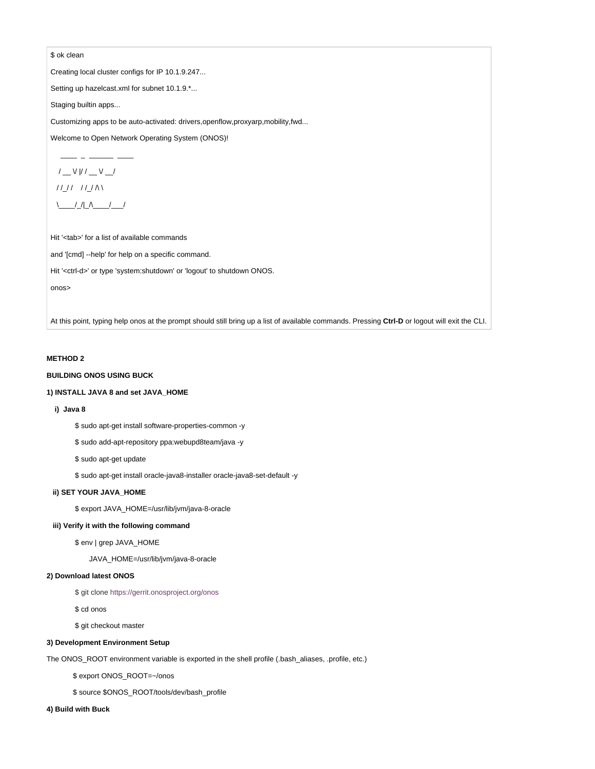```
$ ok clean

Creating local cluster configs for IP 10.1.9.247...

Setting up hazelcast.xml for subnet 10.1.9.*...

Staging builtin apps...

Customizing apps to be auto-activated: drivers,openflow,proxyarp,mobility,fwd...

Welcome to Open Network Operating System (ONOS)!

     ____  _  ______  ____
    / __ \/ |/ / __ \/ __/
   / /_/ /    / /_/ /\ \
   \____/_/|_/\____/___/

Hit '<tab>' for a list of available commands

and '[cmd] --help' for help on a specific command.

Hit '<ctrl-d>' or type 'system:shutdown' or 'logout' to shutdown ONOS.

onos>
```

At this point, typing help onos at the prompt should still bring up a list of available commands. Pressing **Ctrl-D** or logout will exit the CLI.

**METHOD 2**

**BUILDING ONOS USING BUCK**

**1) INSTALL JAVA 8 and set JAVA_HOME**

**i) Java 8**

```
$ sudo apt-get install software-properties-common -y
$ sudo add-apt-repository ppa:webupd8team/java -y
$ sudo apt-get update
$ sudo apt-get install oracle-java8-installer oracle-java8-set-default -y
```

**ii) SET YOUR JAVA_HOME**

```
$ export JAVA_HOME=/usr/lib/jvm/java-8-oracle
```

**iii) Verify it with the following command**

```
$ env | grep JAVA_HOME
    JAVA_HOME=/usr/lib/jvm/java-8-oracle
```

**2) Download latest ONOS**

```
$ git clone https://gerrit.onosproject.org/onos
$ cd onos
$ git checkout master
```

**3) Development Environment Setup**

The ONOS_ROOT environment variable is exported in the shell profile (.bash_aliases, .profile, etc.)

```
$ export ONOS_ROOT=~/onos
$ source $ONOS_ROOT/tools/dev/bash_profile
```

**4) Build with Buck**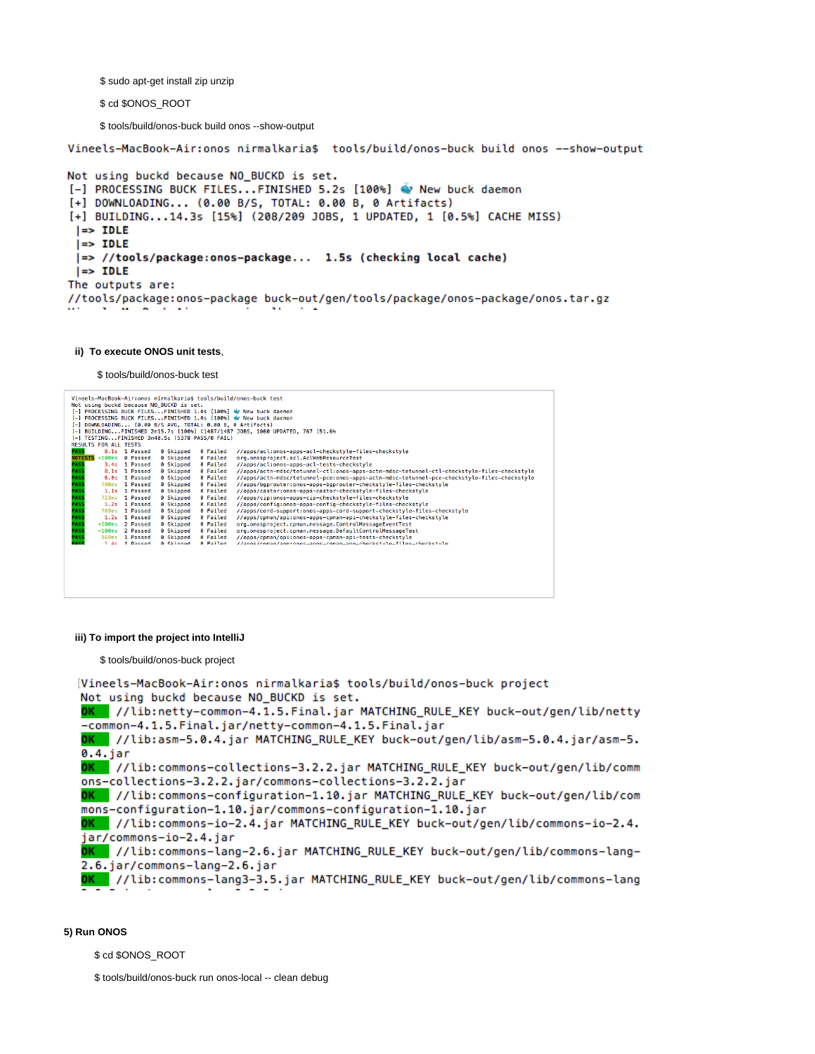$ sudo apt-get install zip unzip

$ cd $ONOS_ROOT

$ tools/build/onos-buck build onos --show-output

```
Vineels-MacBook-Air:onos nirmalkaria$  tools/build/onos-buck build onos --show-output

Not using buckd because NO_BUCKD is set.
[-] PROCESSING BUCK FILES...FINISHED 5.2s [100%] 🐳 New buck daemon
[+] DOWNLOADING... (0.00 B/S, TOTAL: 0.00 B, 0 Artifacts)
[+] BUILDING...14.3s [15%] (208/209 JOBS, 1 UPDATED, 1 [0.5%] CACHE MISS)
 |=> IDLE
 |=> IDLE
 |=> //tools/package:onos-package...  1.5s (checking local cache)
 |=> IDLE
The outputs are:
//tools/package:onos-package buck-out/gen/tools/package/onos-package/onos.tar.gz
```

**ii) To execute ONOS unit tests**,

$ tools/build/onos-buck test

```
Vineels-MacBook-Air:onos nirmalkaria$ tools/build/onos-buck test
Not using buckd because NO_BUCKD is set.
[-] PROCESSING BUCK FILES...FINISHED 1.8s [100%] 🐳 New buck daemon
[-] PROCESSING BUCK FILES...FINISHED 1.8s [100%] 🐳 New buck daemon
[-] DOWNLOADING... (0.00 B/S AVG, TOTAL: 0.00 B, 0 Artifacts)
[-] BUILDING...FINISHED 2m15.7s [100%] (1487/1487 JOBS, 1060 UPDATED, 767 [51.6%
[-] TESTING...FINISHED 3m48.5s (5378 PASS/0 FAIL)
RESULTS FOR ALL TESTS
PASS     8.1s  1 Passed   0 Skipped   0 Failed   //apps/acl:onos-apps-acl-checkstyle-files-checkstyle
NOTESTS <100ms 0 Passed   0 Skipped   0 Failed   org.onosproject.acl.AclWebResourceTest
PASS     3.4s  1 Passed   0 Skipped   0 Failed   //apps/acl:onos-apps-acl-tests-checkstyle
PASS     8.1s  1 Passed   0 Skipped   0 Failed   //apps/actn-mdsc/tetunnel-ctl:onos-apps-actn-mdsc-tetunnel-ctl-checkstyle-files-checkstyle
PASS     6.8s  1 Passed   0 Skipped   0 Failed   //apps/actn-mdsc/tetunnel-pce:onos-apps-actn-mdsc-tetunnel-pce-checkstyle-files-checkstyle
PASS   790ms   1 Passed   0 Skipped   0 Failed   //apps/bgprouter:onos-apps-bgprouter-checkstyle-files-checkstyle
PASS     1.1s  1 Passed   0 Skipped   0 Failed   //apps/castor:onos-apps-castor-checkstyle-files-checkstyle
PASS   723ms   1 Passed   0 Skipped   0 Failed   //apps/cip:onos-apps-cip-checkstyle-files-checkstyle
PASS     1.2s  1 Passed   0 Skipped   0 Failed   //apps/config:onos-apps-config-checkstyle-files-checkstyle
PASS   769ms   1 Passed   0 Skipped   0 Failed   //apps/cord-support:onos-apps-cord-support-checkstyle-files-checkstyle
PASS     1.2s  1 Passed   0 Skipped   0 Failed   //apps/cpman/api:onos-apps-cpman-api-checkstyle-files-checkstyle
PASS  <100ms   2 Passed   0 Skipped   0 Failed   org.onosproject.cpman.message.ControlMessageEventTest
PASS  <100ms   2 Passed   0 Skipped   0 Failed   org.onosproject.cpman.message.DefaultControlMessageTest
PASS   860ms   1 Passed   0 Skipped   0 Failed   //apps/cpman/api:onos-apps-cpman-api-tests-checkstyle
PASS     1.4s  1 Passed   0 Skipped   0 Failed   //apps/cpman/app:onos-apps-cpman-app-checkstyle-files-checkstyle
```

**iii) To import the project into IntelliJ**

$ tools/build/onos-buck project

```
Vineels-MacBook-Air:onos nirmalkaria$ tools/build/onos-buck project
Not using buckd because NO_BUCKD is set.
OK   //lib:netty-common-4.1.5.Final.jar MATCHING_RULE_KEY buck-out/gen/lib/netty-common-4.1.5.Final.jar/netty-common-4.1.5.Final.jar
OK   //lib:asm-5.0.4.jar MATCHING_RULE_KEY buck-out/gen/lib/asm-5.0.4.jar/asm-5.0.4.jar
OK   //lib:commons-collections-3.2.2.jar MATCHING_RULE_KEY buck-out/gen/lib/commons-collections-3.2.2.jar/commons-collections-3.2.2.jar
OK   //lib:commons-configuration-1.10.jar MATCHING_RULE_KEY buck-out/gen/lib/commons-configuration-1.10.jar/commons-configuration-1.10.jar
OK   //lib:commons-io-2.4.jar MATCHING_RULE_KEY buck-out/gen/lib/commons-io-2.4.jar/commons-io-2.4.jar
OK   //lib:commons-lang-2.6.jar MATCHING_RULE_KEY buck-out/gen/lib/commons-lang-2.6.jar/commons-lang-2.6.jar
OK   //lib:commons-lang3-3.5.jar MATCHING_RULE_KEY buck-out/gen/lib/commons-lang
```

**5) Run ONOS**

$ cd $ONOS_ROOT

$ tools/build/onos-buck run onos-local -- clean debug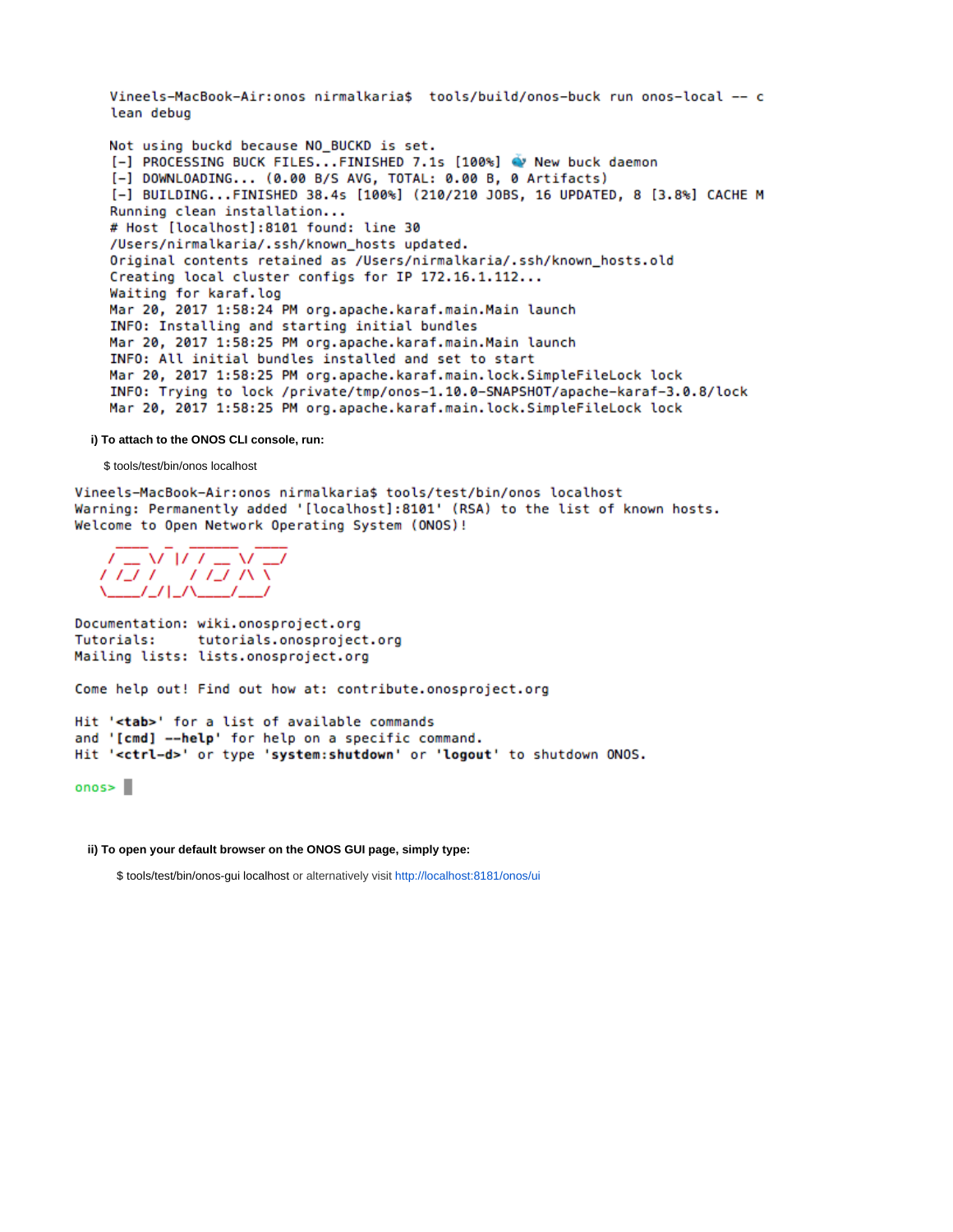```
Vineels-MacBook-Air:onos nirmalkaria$  tools/build/onos-buck run onos-local -- c
lean debug

Not using buckd because NO_BUCKD is set.
[-] PROCESSING BUCK FILES...FINISHED 7.1s [100%] 🐳 New buck daemon
[-] DOWNLOADING... (0.00 B/S AVG, TOTAL: 0.00 B, 0 Artifacts)
[-] BUILDING...FINISHED 38.4s [100%] (210/210 JOBS, 16 UPDATED, 8 [3.8%] CACHE M
Running clean installation...
# Host [localhost]:8101 found: line 30
/Users/nirmalkaria/.ssh/known_hosts updated.
Original contents retained as /Users/nirmalkaria/.ssh/known_hosts.old
Creating local cluster configs for IP 172.16.1.112...
Waiting for karaf.log
Mar 20, 2017 1:58:24 PM org.apache.karaf.main.Main launch
INFO: Installing and starting initial bundles
Mar 20, 2017 1:58:25 PM org.apache.karaf.main.Main launch
INFO: All initial bundles installed and set to start
Mar 20, 2017 1:58:25 PM org.apache.karaf.main.lock.SimpleFileLock lock
INFO: Trying to lock /private/tmp/onos-1.10.0-SNAPSHOT/apache-karaf-3.0.8/lock
Mar 20, 2017 1:58:25 PM org.apache.karaf.main.lock.SimpleFileLock lock
```

**i) To attach to the ONOS CLI console, run:**

$ tools/test/bin/onos localhost

```
Vineels-MacBook-Air:onos nirmalkaria$ tools/test/bin/onos localhost
Warning: Permanently added '[localhost]:8101' (RSA) to the list of known hosts.
Welcome to Open Network Operating System (ONOS)!
     ____  _  ______  ____
    / __ \/ |/ / __ \/ __/
   / /_/ /    / /_/ /\ \
   \____/_/|_/\____/___/

Documentation: wiki.onosproject.org
Tutorials:     tutorials.onosproject.org
Mailing lists: lists.onosproject.org

Come help out! Find out how at: contribute.onosproject.org

Hit '<tab>' for a list of available commands
and '[cmd] --help' for help on a specific command.
Hit '<ctrl-d>' or type 'system:shutdown' or 'logout' to shutdown ONOS.

onos>
```

**ii) To open your default browser on the ONOS GUI page, simply type:**

$ tools/test/bin/onos-gui localhost or alternatively visit http://localhost:8181/onos/ui